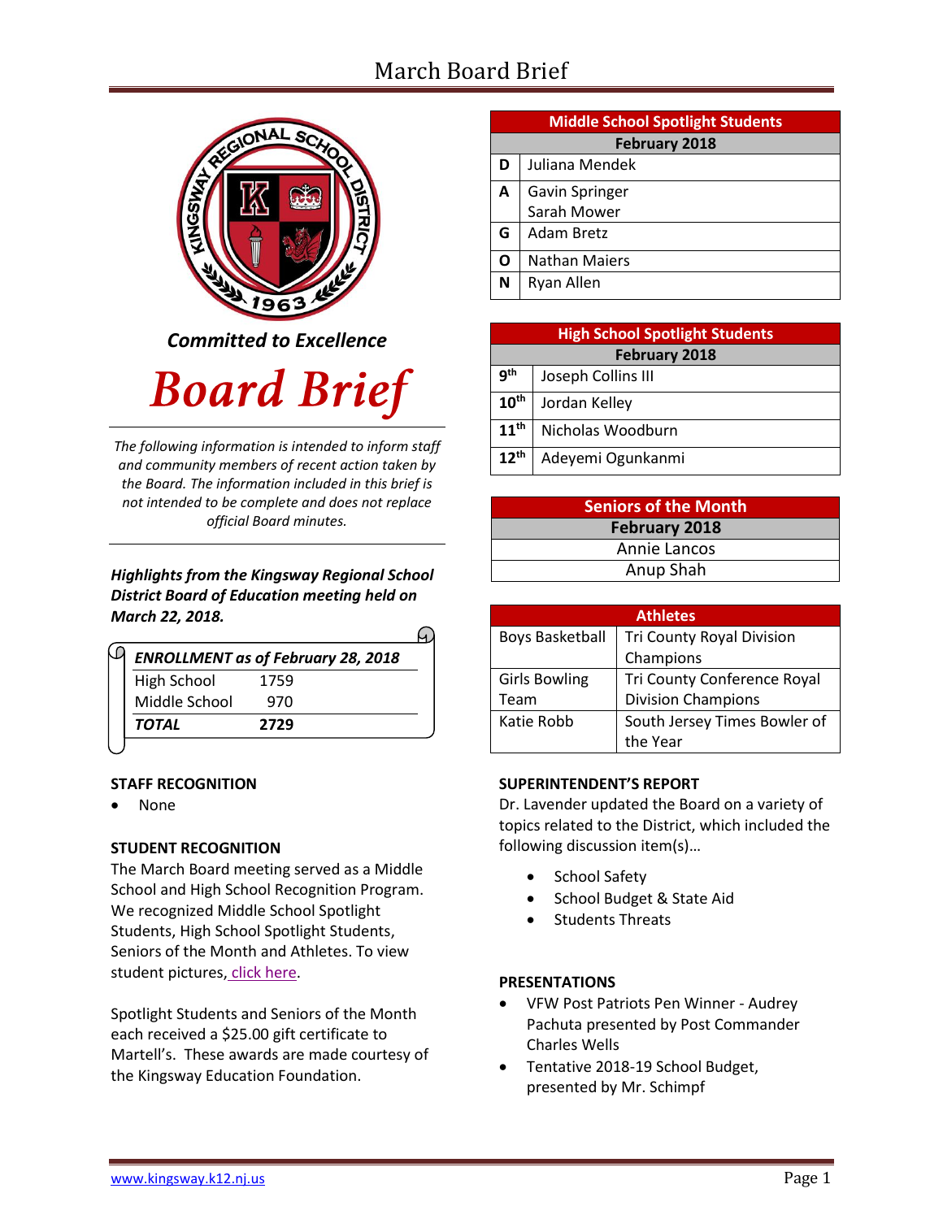**Committed to Excellence**

# Board Brief

*The following information is intended to inform staff and community members of recent action taken by the Board. The information included in this brief is not intended to be complete and does not replace official Board minutes.*

***Highlights from the Kingsway Regional School District Board of Education meeting held on March 22, 2018.***

| ***ENROLLMENT as of February 28, 2018*** | |
|---|---|
| High School | 1759 |
| Middle School | 970 |
| ***TOTAL*** | **2729** |

## STAFF RECOGNITION

- None

## STUDENT RECOGNITION

The March Board meeting served as a Middle School and High School Recognition Program. We recognized Middle School Spotlight Students, High School Spotlight Students, Seniors of the Month and Athletes. To view student pictures, click here.

Spotlight Students and Seniors of the Month each received a $25.00 gift certificate to Martell's. These awards are made courtesy of the Kingsway Education Foundation.

| Middle School Spotlight Students | |
|---|---|
| **February 2018** | |
| **D** | Juliana Mendek |
| **A** | Gavin Springer<br>Sarah Mower |
| **G** | Adam Bretz |
| **O** | Nathan Maiers |
| **N** | Ryan Allen |

| High School Spotlight Students | |
|---|---|
| **February 2018** | |
| **9th** | Joseph Collins III |
| **10th** | Jordan Kelley |
| **11th** | Nicholas Woodburn |
| **12th** | Adeyemi Ogunkanmi |

| Seniors of the Month |
|---|
| **February 2018** |
| Annie Lancos |
| Anup Shah |

| Athletes | |
|---|---|
| Boys Basketball | Tri County Royal Division Champions |
| Girls Bowling Team | Tri County Conference Royal Division Champions |
| Katie Robb | South Jersey Times Bowler of the Year |

## SUPERINTENDENT'S REPORT

Dr. Lavender updated the Board on a variety of topics related to the District, which included the following discussion item(s)…

- School Safety
- School Budget & State Aid
- Students Threats

## PRESENTATIONS

- VFW Post Patriots Pen Winner - Audrey Pachuta presented by Post Commander Charles Wells
- Tentative 2018-19 School Budget, presented by Mr. Schimpf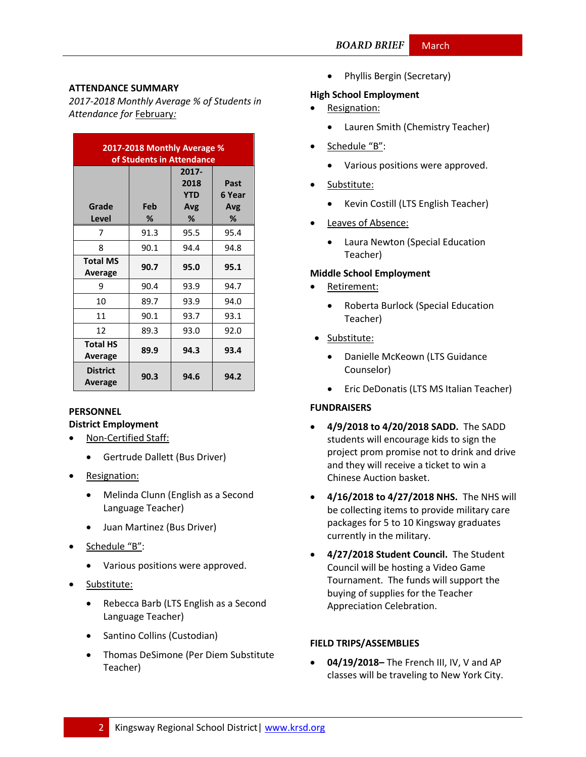### ATTENDANCE SUMMARY

*2017-2018 Monthly Average % of Students in Attendance for* February*:*

| 2017-2018 Monthly Average % of Students in Attendance | | | |
|---|---|---|---|
| Grade Level | Feb % | 2017-2018 YTD Avg % | Past 6 Year Avg % |
| 7 | 91.3 | 95.5 | 95.4 |
| 8 | 90.1 | 94.4 | 94.8 |
| **Total MS Average** | **90.7** | **95.0** | **95.1** |
| 9 | 90.4 | 93.9 | 94.7 |
| 10 | 89.7 | 93.9 | 94.0 |
| 11 | 90.1 | 93.7 | 93.1 |
| 12 | 89.3 | 93.0 | 92.0 |
| **Total HS Average** | **89.9** | **94.3** | **93.4** |
| **District Average** | **90.3** | **94.6** | **94.2** |

### PERSONNEL

**District Employment**

- Non-Certified Staff:
  - Gertrude Dallett (Bus Driver)
- Resignation:
  - Melinda Clunn (English as a Second Language Teacher)
  - Juan Martinez (Bus Driver)
- Schedule "B":
  - Various positions were approved.
- Substitute:
  - Rebecca Barb (LTS English as a Second Language Teacher)
  - Santino Collins (Custodian)
  - Thomas DeSimone (Per Diem Substitute Teacher)
  - Phyllis Bergin (Secretary)

**High School Employment**

- Resignation:
  - Lauren Smith (Chemistry Teacher)
- Schedule "B":
  - Various positions were approved.
- Substitute:
  - Kevin Costill (LTS English Teacher)
- Leaves of Absence:
  - Laura Newton (Special Education Teacher)

**Middle School Employment**

- Retirement:
  - Roberta Burlock (Special Education Teacher)
- Substitute:
  - Danielle McKeown (LTS Guidance Counselor)
  - Eric DeDonatis (LTS MS Italian Teacher)

### FUNDRAISERS

- **4/9/2018 to 4/20/2018 SADD.** The SADD students will encourage kids to sign the project prom promise not to drink and drive and they will receive a ticket to win a Chinese Auction basket.
- **4/16/2018 to 4/27/2018 NHS.** The NHS will be collecting items to provide military care packages for 5 to 10 Kingsway graduates currently in the military.
- **4/27/2018 Student Council.** The Student Council will be hosting a Video Game Tournament. The funds will support the buying of supplies for the Teacher Appreciation Celebration.

### FIELD TRIPS/ASSEMBLIES

- **04/19/2018–** The French III, IV, V and AP classes will be traveling to New York City.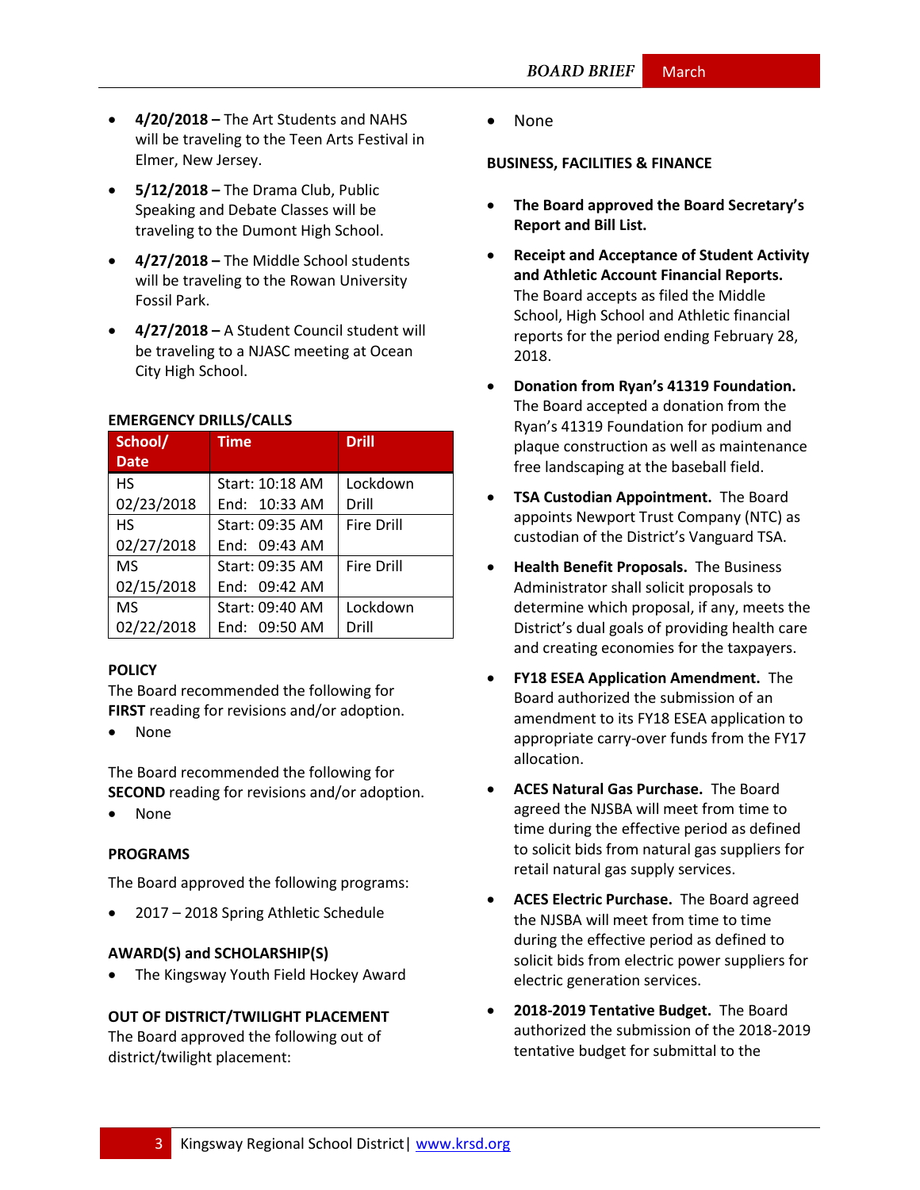- **4/20/2018 –** The Art Students and NAHS will be traveling to the Teen Arts Festival in Elmer, New Jersey.
- **5/12/2018 –** The Drama Club, Public Speaking and Debate Classes will be traveling to the Dumont High School.
- **4/27/2018 –** The Middle School students will be traveling to the Rowan University Fossil Park.
- **4/27/2018 –** A Student Council student will be traveling to a NJASC meeting at Ocean City High School.

**EMERGENCY DRILLS/CALLS**

| School/ Date | Time | Drill |
|---|---|---|
| HS 02/23/2018 | Start: 10:18 AM End: 10:33 AM | Lockdown Drill |
| HS 02/27/2018 | Start: 09:35 AM End: 09:43 AM | Fire Drill |
| MS 02/15/2018 | Start: 09:35 AM End: 09:42 AM | Fire Drill |
| MS 02/22/2018 | Start: 09:40 AM End: 09:50 AM | Lockdown Drill |

**POLICY**

The Board recommended the following for **FIRST** reading for revisions and/or adoption.

- None

The Board recommended the following for **SECOND** reading for revisions and/or adoption.

- None

**PROGRAMS**

The Board approved the following programs:

- 2017 – 2018 Spring Athletic Schedule

**AWARD(S) and SCHOLARSHIP(S)**

- The Kingsway Youth Field Hockey Award

**OUT OF DISTRICT/TWILIGHT PLACEMENT**

The Board approved the following out of district/twilight placement:

- None

**BUSINESS, FACILITIES & FINANCE**

- **The Board approved the Board Secretary's Report and Bill List.**
- **Receipt and Acceptance of Student Activity and Athletic Account Financial Reports.** The Board accepts as filed the Middle School, High School and Athletic financial reports for the period ending February 28, 2018.
- **Donation from Ryan's 41319 Foundation.** The Board accepted a donation from the Ryan's 41319 Foundation for podium and plaque construction as well as maintenance free landscaping at the baseball field.
- **TSA Custodian Appointment.** The Board appoints Newport Trust Company (NTC) as custodian of the District's Vanguard TSA.
- **Health Benefit Proposals.** The Business Administrator shall solicit proposals to determine which proposal, if any, meets the District's dual goals of providing health care and creating economies for the taxpayers.
- **FY18 ESEA Application Amendment.** The Board authorized the submission of an amendment to its FY18 ESEA application to appropriate carry-over funds from the FY17 allocation.
- **ACES Natural Gas Purchase.** The Board agreed the NJSBA will meet from time to time during the effective period as defined to solicit bids from natural gas suppliers for retail natural gas supply services.
- **ACES Electric Purchase.** The Board agreed the NJSBA will meet from time to time during the effective period as defined to solicit bids from electric power suppliers for electric generation services.
- **2018-2019 Tentative Budget.** The Board authorized the submission of the 2018-2019 tentative budget for submittal to the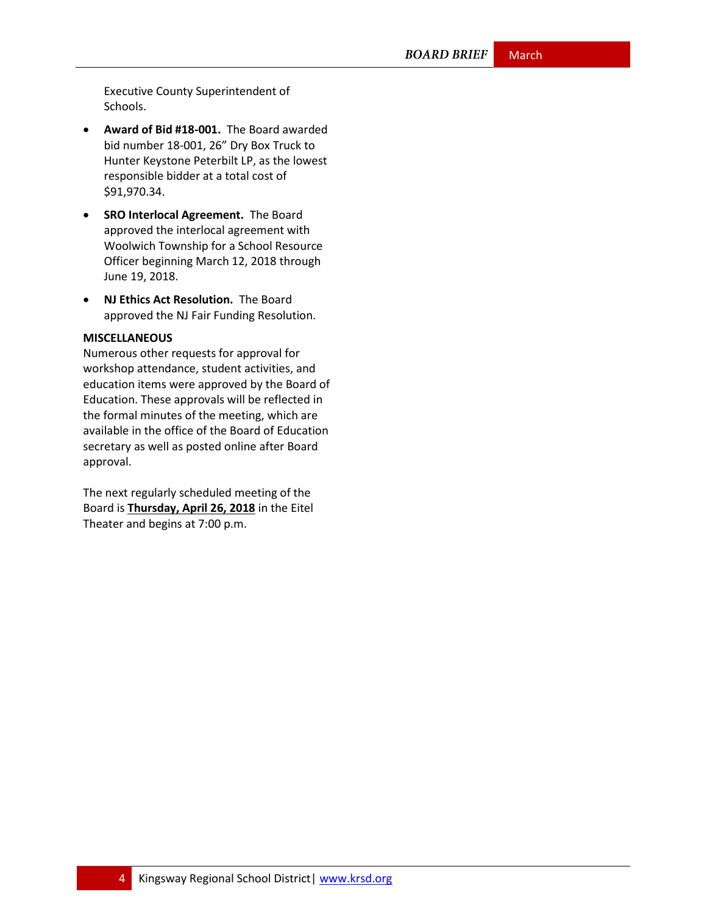Executive County Superintendent of Schools.

- **Award of Bid #18-001.** The Board awarded bid number 18-001, 26" Dry Box Truck to Hunter Keystone Peterbilt LP, as the lowest responsible bidder at a total cost of $91,970.34.

- **SRO Interlocal Agreement.** The Board approved the interlocal agreement with Woolwich Township for a School Resource Officer beginning March 12, 2018 through June 19, 2018.

- **NJ Ethics Act Resolution.** The Board approved the NJ Fair Funding Resolution.

**MISCELLANEOUS**

Numerous other requests for approval for workshop attendance, student activities, and education items were approved by the Board of Education. These approvals will be reflected in the formal minutes of the meeting, which are available in the office of the Board of Education secretary as well as posted online after Board approval.

The next regularly scheduled meeting of the Board is **Thursday, April 26, 2018** in the Eitel Theater and begins at 7:00 p.m.